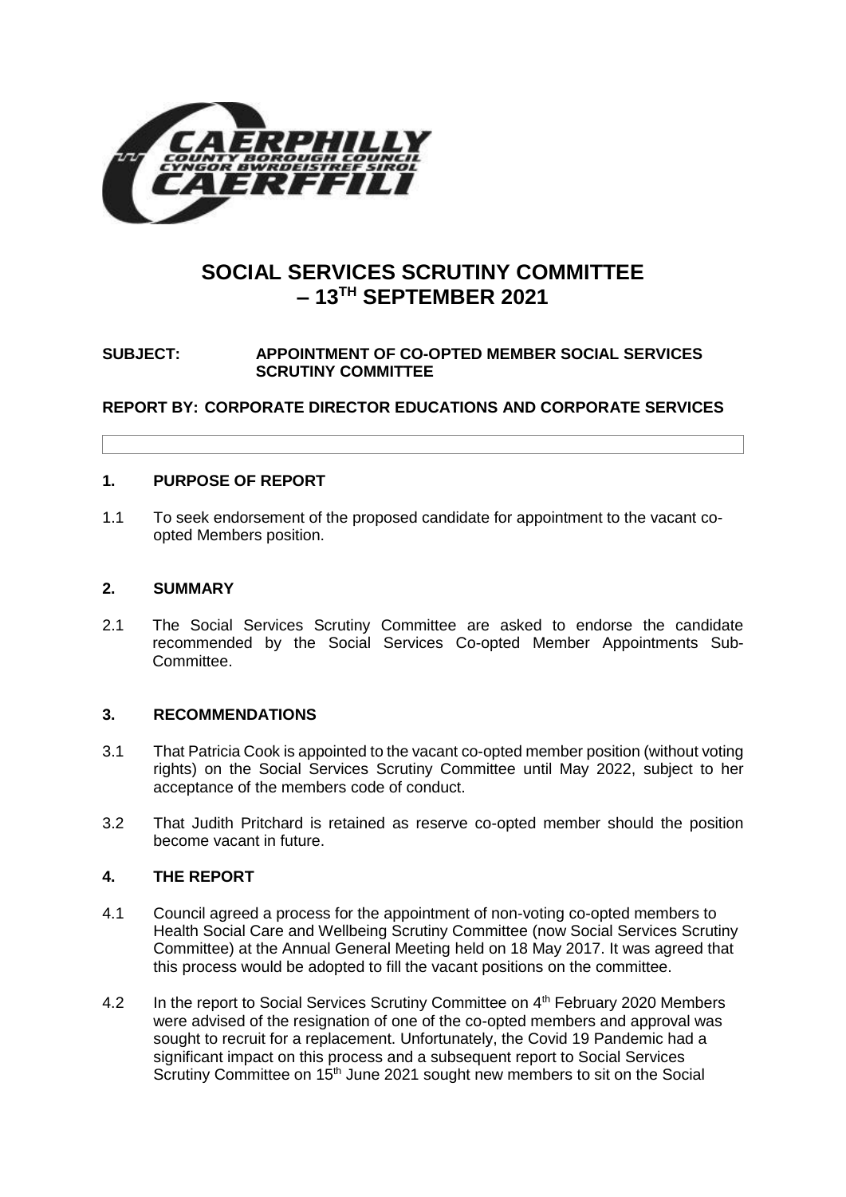# SOCIAL SERVICES SCRUTINY COMMITTEE – 13TH SEPTEMBER 2021

**SUBJECT: APPOINTMENT OF CO-OPTED MEMBER SOCIAL SERVICES SCRUTINY COMMITTEE**

**REPORT BY: CORPORATE DIRECTOR EDUCATIONS AND CORPORATE SERVICES**

## 1. PURPOSE OF REPORT

1.1 To seek endorsement of the proposed candidate for appointment to the vacant co-opted Members position.

## 2. SUMMARY

2.1 The Social Services Scrutiny Committee are asked to endorse the candidate recommended by the Social Services Co-opted Member Appointments Sub-Committee.

## 3. RECOMMENDATIONS

3.1 That Patricia Cook is appointed to the vacant co-opted member position (without voting rights) on the Social Services Scrutiny Committee until May 2022, subject to her acceptance of the members code of conduct.

3.2 That Judith Pritchard is retained as reserve co-opted member should the position become vacant in future.

## 4. THE REPORT

4.1 Council agreed a process for the appointment of non-voting co-opted members to Health Social Care and Wellbeing Scrutiny Committee (now Social Services Scrutiny Committee) at the Annual General Meeting held on 18 May 2017. It was agreed that this process would be adopted to fill the vacant positions on the committee.

4.2 In the report to Social Services Scrutiny Committee on 4th February 2020 Members were advised of the resignation of one of the co-opted members and approval was sought to recruit for a replacement. Unfortunately, the Covid 19 Pandemic had a significant impact on this process and a subsequent report to Social Services Scrutiny Committee on 15th June 2021 sought new members to sit on the Social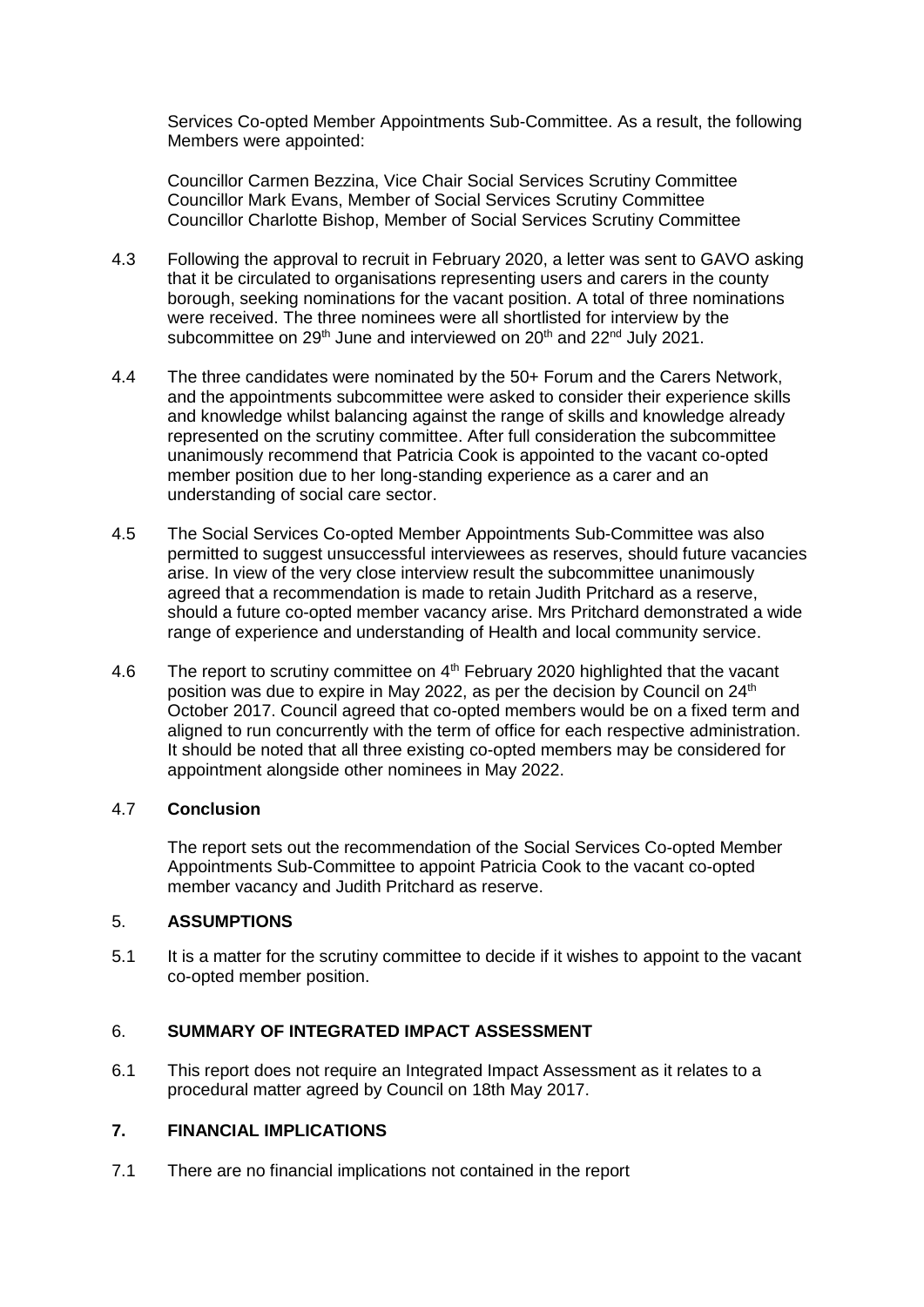Services Co-opted Member Appointments Sub-Committee. As a result, the following Members were appointed:

Councillor Carmen Bezzina, Vice Chair Social Services Scrutiny Committee
Councillor Mark Evans, Member of Social Services Scrutiny Committee
Councillor Charlotte Bishop, Member of Social Services Scrutiny Committee

4.3 Following the approval to recruit in February 2020, a letter was sent to GAVO asking that it be circulated to organisations representing users and carers in the county borough, seeking nominations for the vacant position. A total of three nominations were received. The three nominees were all shortlisted for interview by the subcommittee on 29th June and interviewed on 20th and 22nd July 2021.

4.4 The three candidates were nominated by the 50+ Forum and the Carers Network, and the appointments subcommittee were asked to consider their experience skills and knowledge whilst balancing against the range of skills and knowledge already represented on the scrutiny committee. After full consideration the subcommittee unanimously recommend that Patricia Cook is appointed to the vacant co-opted member position due to her long-standing experience as a carer and an understanding of social care sector.

4.5 The Social Services Co-opted Member Appointments Sub-Committee was also permitted to suggest unsuccessful interviewees as reserves, should future vacancies arise. In view of the very close interview result the subcommittee unanimously agreed that a recommendation is made to retain Judith Pritchard as a reserve, should a future co-opted member vacancy arise. Mrs Pritchard demonstrated a wide range of experience and understanding of Health and local community service.

4.6 The report to scrutiny committee on 4th February 2020 highlighted that the vacant position was due to expire in May 2022, as per the decision by Council on 24th October 2017. Council agreed that co-opted members would be on a fixed term and aligned to run concurrently with the term of office for each respective administration. It should be noted that all three existing co-opted members may be considered for appointment alongside other nominees in May 2022.

4.7 **Conclusion**

The report sets out the recommendation of the Social Services Co-opted Member Appointments Sub-Committee to appoint Patricia Cook to the vacant co-opted member vacancy and Judith Pritchard as reserve.

## 5. ASSUMPTIONS

5.1 It is a matter for the scrutiny committee to decide if it wishes to appoint to the vacant co-opted member position.

## 6. SUMMARY OF INTEGRATED IMPACT ASSESSMENT

6.1 This report does not require an Integrated Impact Assessment as it relates to a procedural matter agreed by Council on 18th May 2017.

## 7. FINANCIAL IMPLICATIONS

7.1 There are no financial implications not contained in the report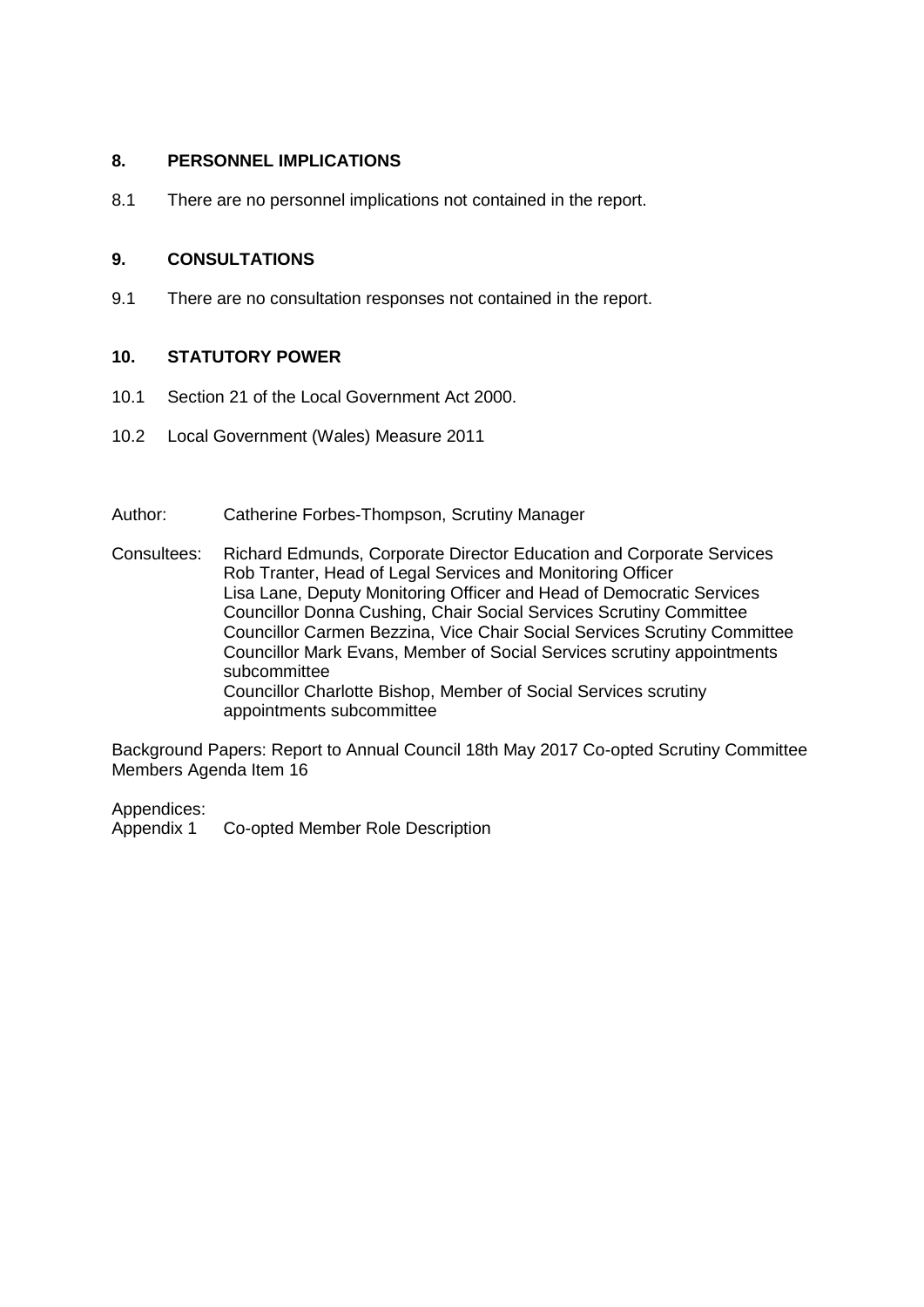## 8. PERSONNEL IMPLICATIONS

8.1 There are no personnel implications not contained in the report.

## 9. CONSULTATIONS

9.1 There are no consultation responses not contained in the report.

## 10. STATUTORY POWER

10.1 Section 21 of the Local Government Act 2000.

10.2 Local Government (Wales) Measure 2011

Author: Catherine Forbes-Thompson, Scrutiny Manager

Consultees: Richard Edmunds, Corporate Director Education and Corporate Services
Rob Tranter, Head of Legal Services and Monitoring Officer
Lisa Lane, Deputy Monitoring Officer and Head of Democratic Services
Councillor Donna Cushing, Chair Social Services Scrutiny Committee
Councillor Carmen Bezzina, Vice Chair Social Services Scrutiny Committee
Councillor Mark Evans, Member of Social Services scrutiny appointments subcommittee
Councillor Charlotte Bishop, Member of Social Services scrutiny appointments subcommittee

Background Papers: Report to Annual Council 18th May 2017 Co-opted Scrutiny Committee Members Agenda Item 16

Appendices:
Appendix 1 Co-opted Member Role Description